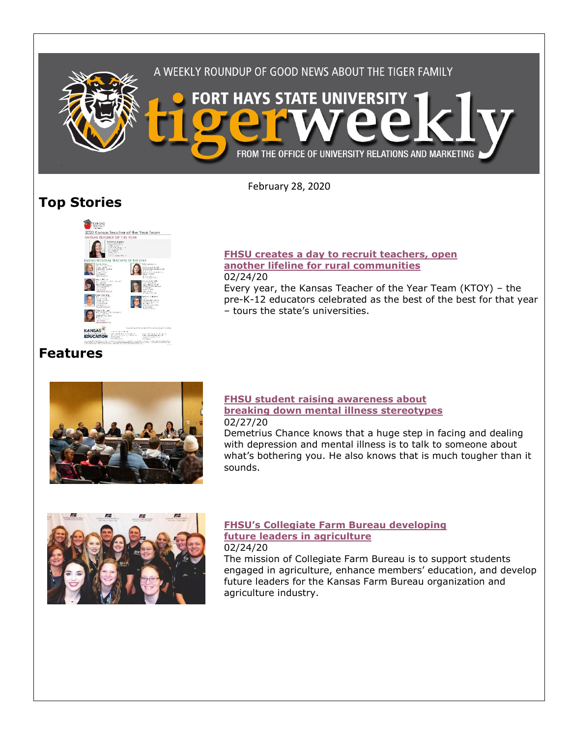A WEEKLY ROUNDUP OF GOOD NEWS ABOUT THE TIGER FAMILY

# FORT HAYS STATE UNIVERSITY tigerweekly

FROM THE OFFICE OF UNIVERSITY RELATIONS AND MARKETING

February 28, 2020

## Top Stories

### [FHSU creates a day to recruit teachers, open another lifeline for rural communities]

02/24/20

Every year, the Kansas Teacher of the Year Team (KTOY) – the pre-K-12 educators celebrated as the best of the best for that year – tours the state's universities.

## Features

### [FHSU student raising awareness about breaking down mental illness stereotypes]

02/27/20

Demetrius Chance knows that a huge step in facing and dealing with depression and mental illness is to talk to someone about what's bothering you. He also knows that is much tougher than it sounds.

### [FHSU's Collegiate Farm Bureau developing future leaders in agriculture]

02/24/20

The mission of Collegiate Farm Bureau is to support students engaged in agriculture, enhance members' education, and develop future leaders for the Kansas Farm Bureau organization and agriculture industry.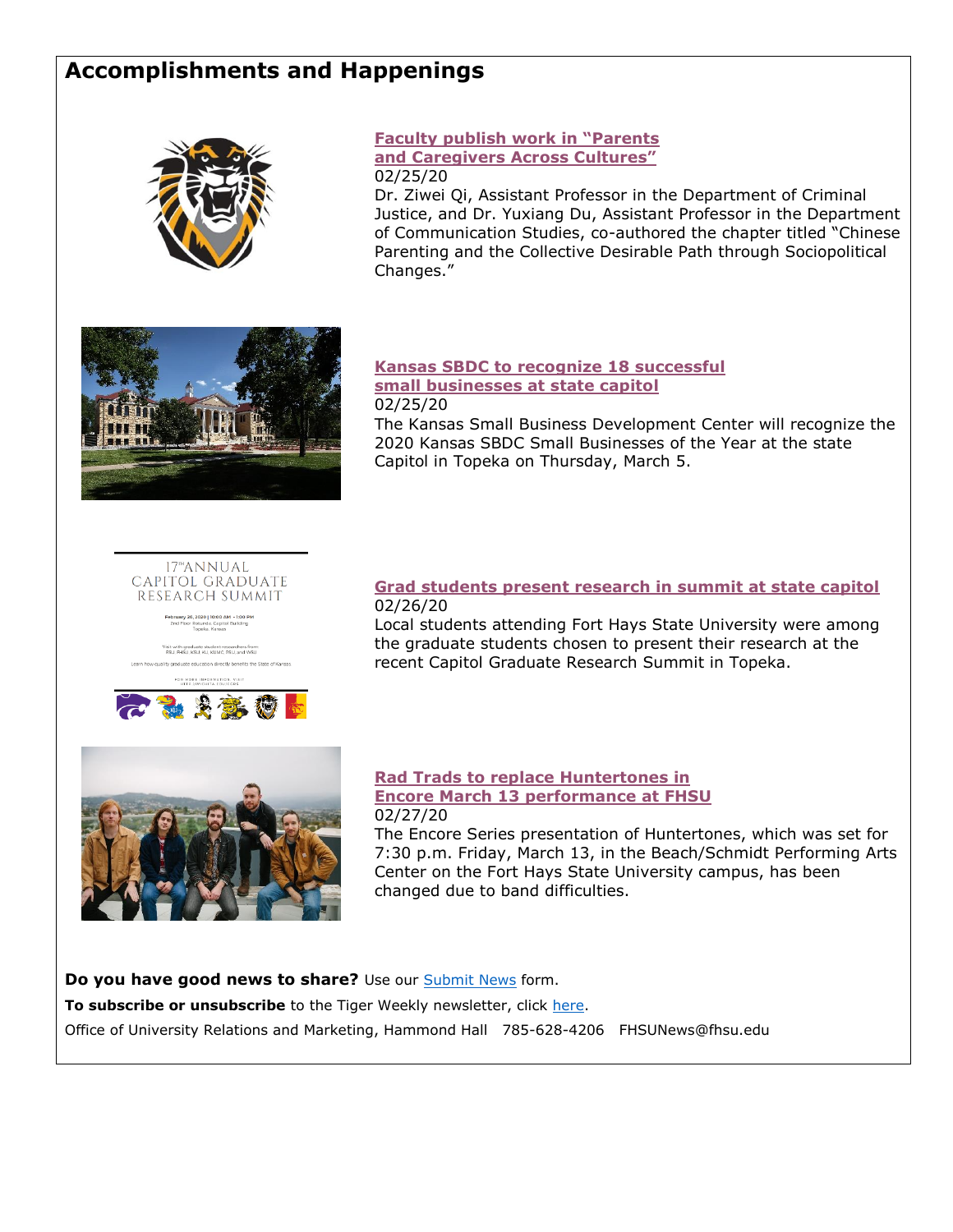## Accomplishments and Happenings

**Faculty publish work in "Parents and Caregivers Across Cultures"**
02/25/20
Dr. Ziwei Qi, Assistant Professor in the Department of Criminal Justice, and Dr. Yuxiang Du, Assistant Professor in the Department of Communication Studies, co-authored the chapter titled "Chinese Parenting and the Collective Desirable Path through Sociopolitical Changes."

**Kansas SBDC to recognize 18 successful small businesses at state capitol**
02/25/20
The Kansas Small Business Development Center will recognize the 2020 Kansas SBDC Small Businesses of the Year at the state Capitol in Topeka on Thursday, March 5.

**Grad students present research in summit at state capitol**
02/26/20
Local students attending Fort Hays State University were among the graduate students chosen to present their research at the recent Capitol Graduate Research Summit in Topeka.

**Rad Trads to replace Huntertones in Encore March 13 performance at FHSU**
02/27/20
The Encore Series presentation of Huntertones, which was set for 7:30 p.m. Friday, March 13, in the Beach/Schmidt Performing Arts Center on the Fort Hays State University campus, has been changed due to band difficulties.

**Do you have good news to share?** Use our Submit News form.

**To subscribe or unsubscribe** to the Tiger Weekly newsletter, click here.

Office of University Relations and Marketing, Hammond Hall 785-628-4206 FHSUNews@fhsu.edu